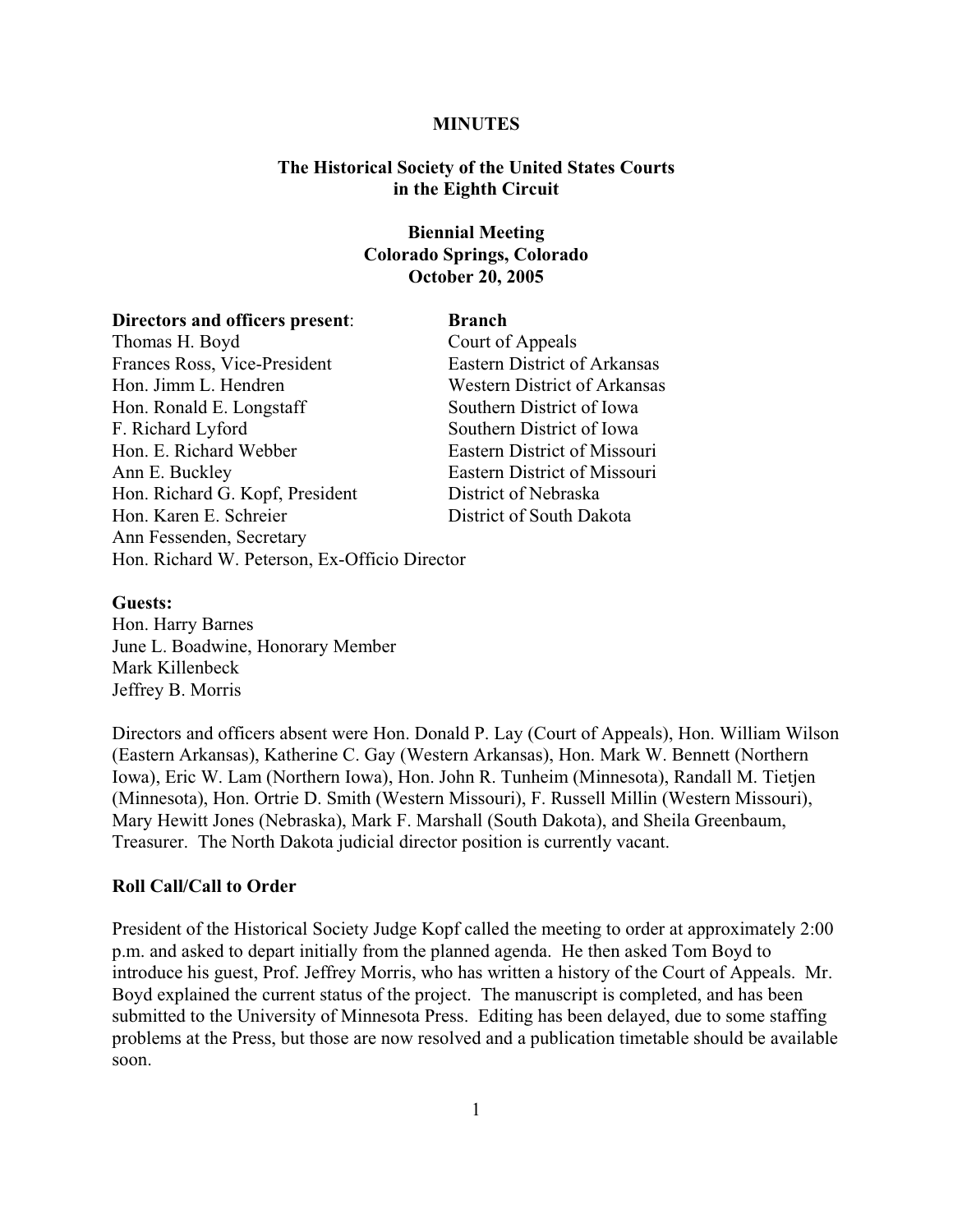**MINUTES**

**The Historical Society of the United States Courts in the Eighth Circuit**

**Biennial Meeting**
**Colorado Springs, Colorado**
**October 20, 2005**

| **Directors and officers present**: | **Branch** |
|---|---|
| Thomas H. Boyd | Court of Appeals |
| Frances Ross, Vice-President | Eastern District of Arkansas |
| Hon. Jimm L. Hendren | Western District of Arkansas |
| Hon. Ronald E. Longstaff | Southern District of Iowa |
| F. Richard Lyford | Southern District of Iowa |
| Hon. E. Richard Webber | Eastern District of Missouri |
| Ann E. Buckley | Eastern District of Missouri |
| Hon. Richard G. Kopf, President | District of Nebraska |
| Hon. Karen E. Schreier | District of South Dakota |
| Ann Fessenden, Secretary | |
| Hon. Richard W. Peterson, Ex-Officio Director | |

**Guests:**
Hon. Harry Barnes
June L. Boadwine, Honorary Member
Mark Killenbeck
Jeffrey B. Morris

Directors and officers absent were Hon. Donald P. Lay (Court of Appeals), Hon. William Wilson (Eastern Arkansas), Katherine C. Gay (Western Arkansas), Hon. Mark W. Bennett (Northern Iowa), Eric W. Lam (Northern Iowa), Hon. John R. Tunheim (Minnesota), Randall M. Tietjen (Minnesota), Hon. Ortrie D. Smith (Western Missouri), F. Russell Millin (Western Missouri), Mary Hewitt Jones (Nebraska), Mark F. Marshall (South Dakota), and Sheila Greenbaum, Treasurer. The North Dakota judicial director position is currently vacant.

**Roll Call/Call to Order**

President of the Historical Society Judge Kopf called the meeting to order at approximately 2:00 p.m. and asked to depart initially from the planned agenda. He then asked Tom Boyd to introduce his guest, Prof. Jeffrey Morris, who has written a history of the Court of Appeals. Mr. Boyd explained the current status of the project. The manuscript is completed, and has been submitted to the University of Minnesota Press. Editing has been delayed, due to some staffing problems at the Press, but those are now resolved and a publication timetable should be available soon.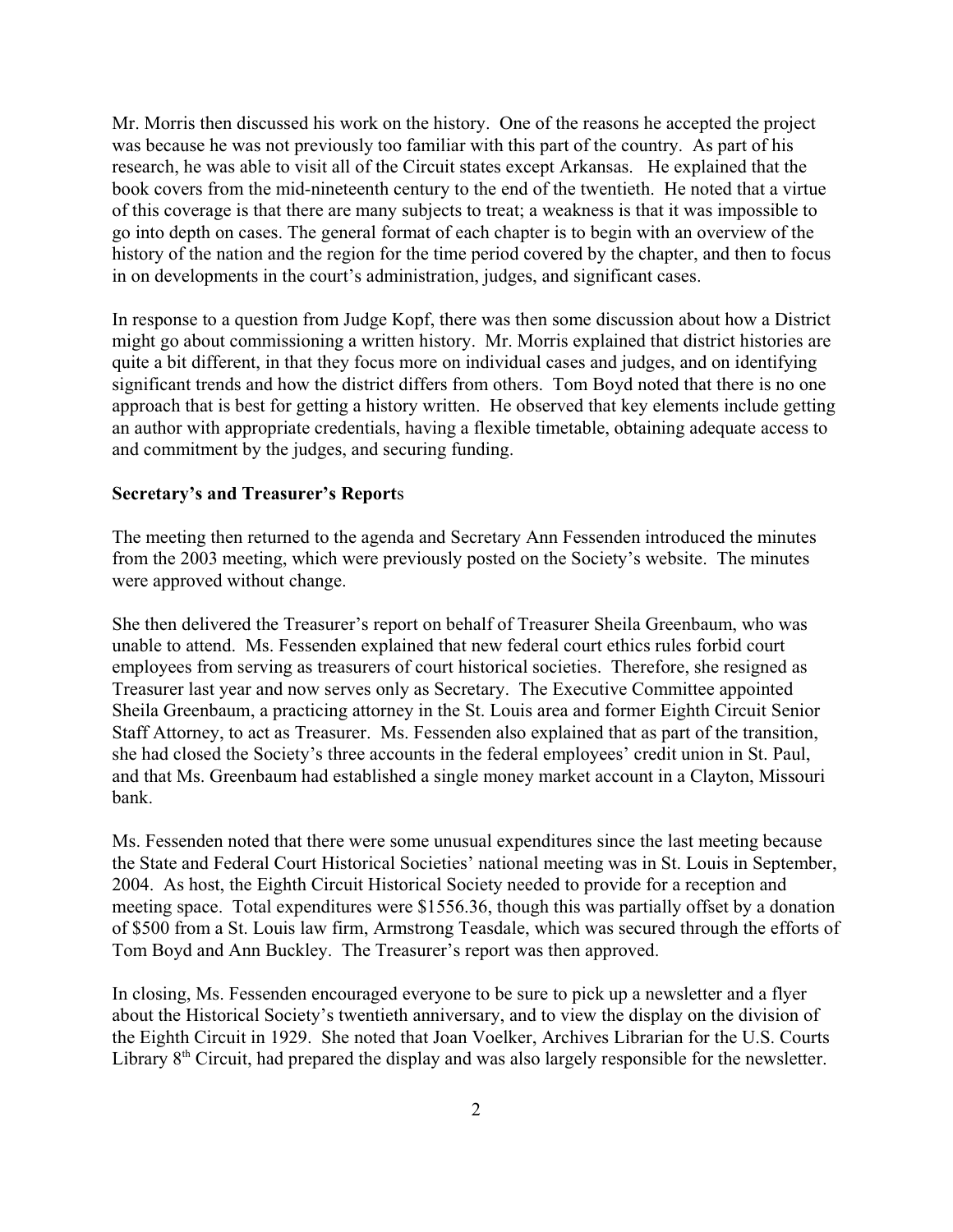Mr. Morris then discussed his work on the history. One of the reasons he accepted the project was because he was not previously too familiar with this part of the country. As part of his research, he was able to visit all of the Circuit states except Arkansas. He explained that the book covers from the mid-nineteenth century to the end of the twentieth. He noted that a virtue of this coverage is that there are many subjects to treat; a weakness is that it was impossible to go into depth on cases. The general format of each chapter is to begin with an overview of the history of the nation and the region for the time period covered by the chapter, and then to focus in on developments in the court's administration, judges, and significant cases.

In response to a question from Judge Kopf, there was then some discussion about how a District might go about commissioning a written history. Mr. Morris explained that district histories are quite a bit different, in that they focus more on individual cases and judges, and on identifying significant trends and how the district differs from others. Tom Boyd noted that there is no one approach that is best for getting a history written. He observed that key elements include getting an author with appropriate credentials, having a flexible timetable, obtaining adequate access to and commitment by the judges, and securing funding.

**Secretary's and Treasurer's Reports**

The meeting then returned to the agenda and Secretary Ann Fessenden introduced the minutes from the 2003 meeting, which were previously posted on the Society's website. The minutes were approved without change.

She then delivered the Treasurer's report on behalf of Treasurer Sheila Greenbaum, who was unable to attend. Ms. Fessenden explained that new federal court ethics rules forbid court employees from serving as treasurers of court historical societies. Therefore, she resigned as Treasurer last year and now serves only as Secretary. The Executive Committee appointed Sheila Greenbaum, a practicing attorney in the St. Louis area and former Eighth Circuit Senior Staff Attorney, to act as Treasurer. Ms. Fessenden also explained that as part of the transition, she had closed the Society's three accounts in the federal employees' credit union in St. Paul, and that Ms. Greenbaum had established a single money market account in a Clayton, Missouri bank.

Ms. Fessenden noted that there were some unusual expenditures since the last meeting because the State and Federal Court Historical Societies' national meeting was in St. Louis in September, 2004. As host, the Eighth Circuit Historical Society needed to provide for a reception and meeting space. Total expenditures were $1556.36, though this was partially offset by a donation of $500 from a St. Louis law firm, Armstrong Teasdale, which was secured through the efforts of Tom Boyd and Ann Buckley. The Treasurer's report was then approved.

In closing, Ms. Fessenden encouraged everyone to be sure to pick up a newsletter and a flyer about the Historical Society's twentieth anniversary, and to view the display on the division of the Eighth Circuit in 1929. She noted that Joan Voelker, Archives Librarian for the U.S. Courts Library 8th Circuit, had prepared the display and was also largely responsible for the newsletter.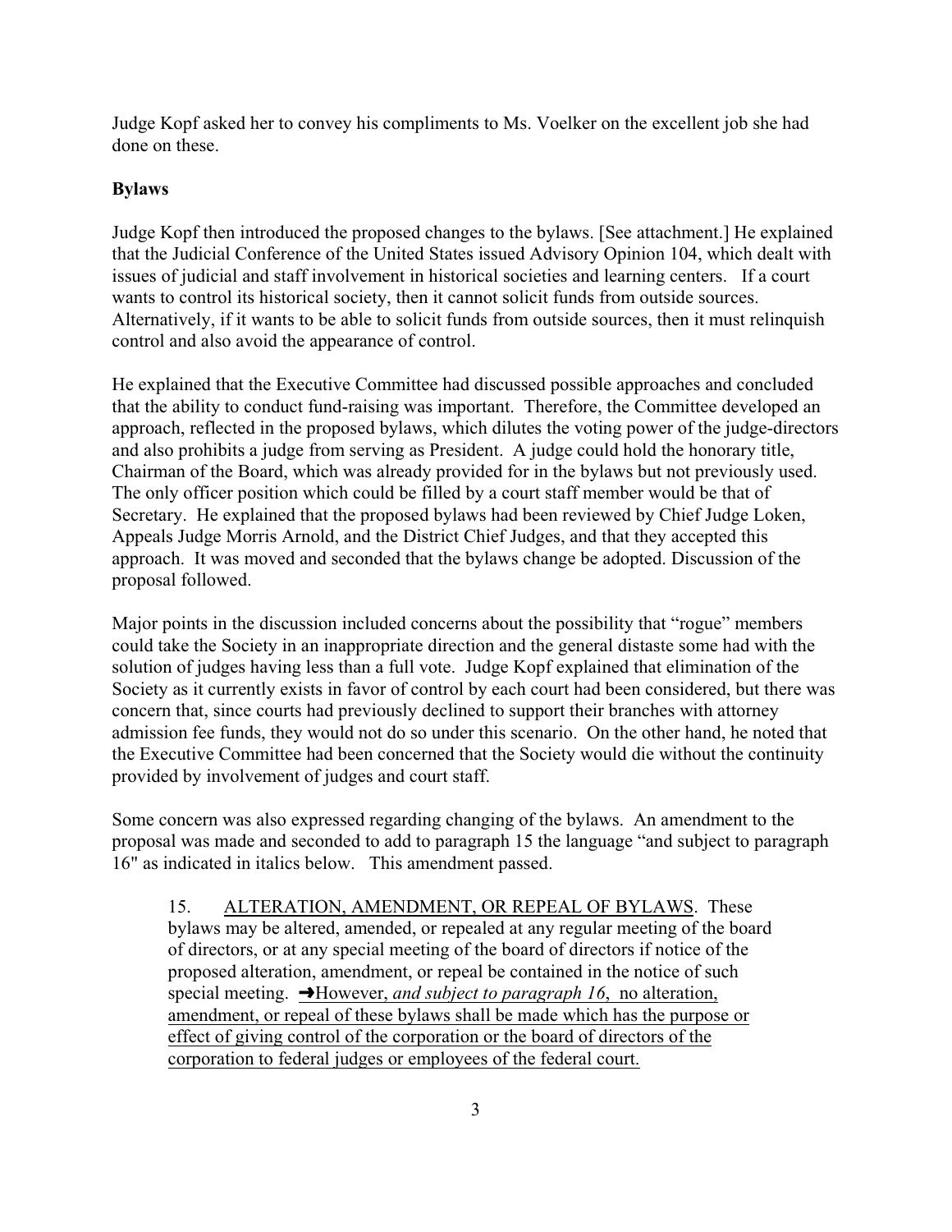Judge Kopf asked her to convey his compliments to Ms. Voelker on the excellent job she had done on these.

**Bylaws**

Judge Kopf then introduced the proposed changes to the bylaws. [See attachment.] He explained that the Judicial Conference of the United States issued Advisory Opinion 104, which dealt with issues of judicial and staff involvement in historical societies and learning centers. If a court wants to control its historical society, then it cannot solicit funds from outside sources. Alternatively, if it wants to be able to solicit funds from outside sources, then it must relinquish control and also avoid the appearance of control.

He explained that the Executive Committee had discussed possible approaches and concluded that the ability to conduct fund-raising was important. Therefore, the Committee developed an approach, reflected in the proposed bylaws, which dilutes the voting power of the judge-directors and also prohibits a judge from serving as President. A judge could hold the honorary title, Chairman of the Board, which was already provided for in the bylaws but not previously used. The only officer position which could be filled by a court staff member would be that of Secretary. He explained that the proposed bylaws had been reviewed by Chief Judge Loken, Appeals Judge Morris Arnold, and the District Chief Judges, and that they accepted this approach. It was moved and seconded that the bylaws change be adopted. Discussion of the proposal followed.

Major points in the discussion included concerns about the possibility that "rogue" members could take the Society in an inappropriate direction and the general distaste some had with the solution of judges having less than a full vote. Judge Kopf explained that elimination of the Society as it currently exists in favor of control by each court had been considered, but there was concern that, since courts had previously declined to support their branches with attorney admission fee funds, they would not do so under this scenario. On the other hand, he noted that the Executive Committee had been concerned that the Society would die without the continuity provided by involvement of judges and court staff.

Some concern was also expressed regarding changing of the bylaws. An amendment to the proposal was made and seconded to add to paragraph 15 the language "and subject to paragraph 16" as indicated in italics below. This amendment passed.

> 15. <u>ALTERATION, AMENDMENT, OR REPEAL OF BYLAWS</u>. These bylaws may be altered, amended, or repealed at any regular meeting of the board of directors, or at any special meeting of the board of directors if notice of the proposed alteration, amendment, or repeal be contained in the notice of such special meeting. ➜<u>However, *and subject to paragraph 16*, no alteration, amendment, or repeal of these bylaws shall be made which has the purpose or effect of giving control of the corporation or the board of directors of the corporation to federal judges or employees of the federal court.</u>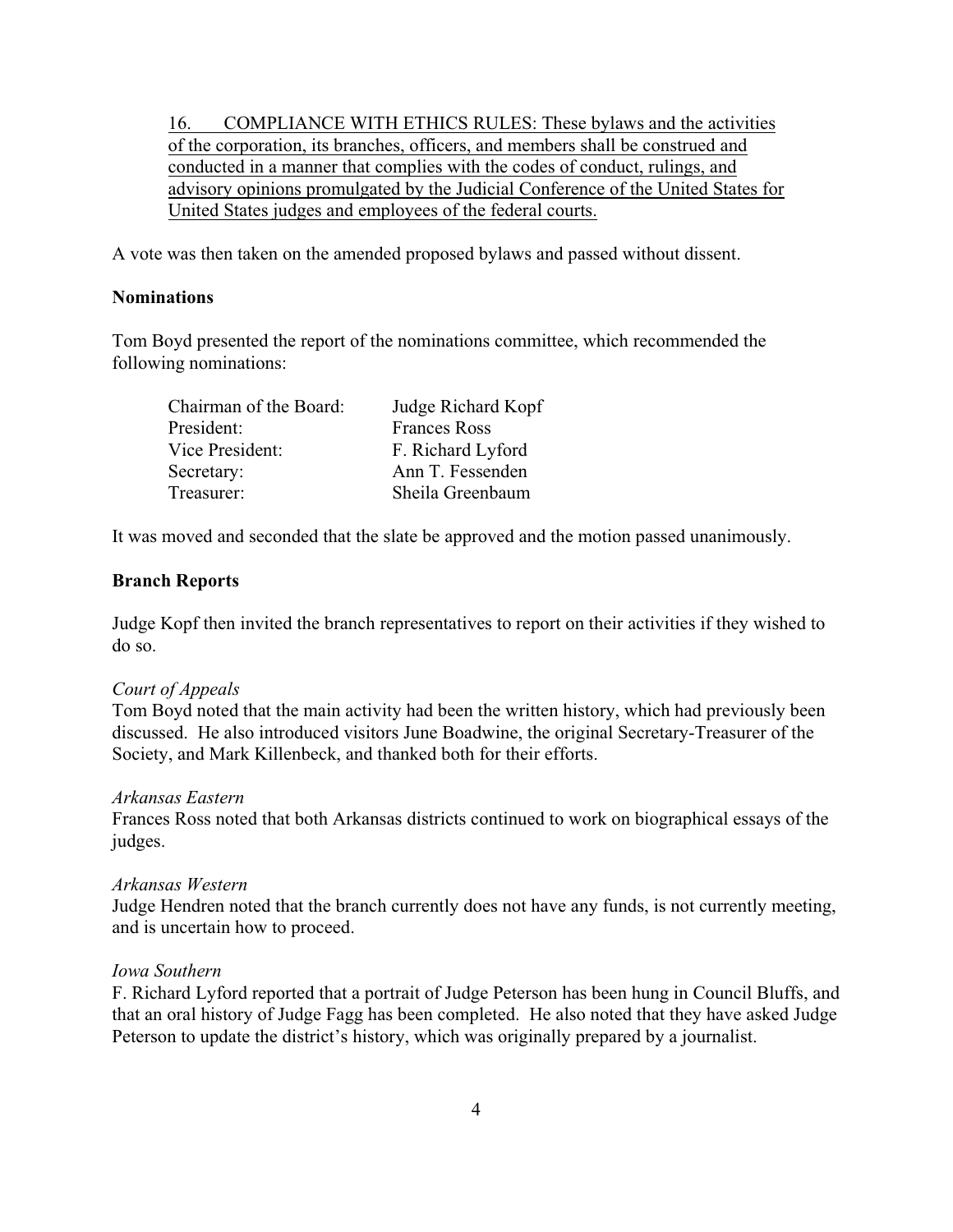16. COMPLIANCE WITH ETHICS RULES: These bylaws and the activities of the corporation, its branches, officers, and members shall be construed and conducted in a manner that complies with the codes of conduct, rulings, and advisory opinions promulgated by the Judicial Conference of the United States for United States judges and employees of the federal courts.

A vote was then taken on the amended proposed bylaws and passed without dissent.

**Nominations**

Tom Boyd presented the report of the nominations committee, which recommended the following nominations:

| | |
|---|---|
| Chairman of the Board: | Judge Richard Kopf |
| President: | Frances Ross |
| Vice President: | F. Richard Lyford |
| Secretary: | Ann T. Fessenden |
| Treasurer: | Sheila Greenbaum |

It was moved and seconded that the slate be approved and the motion passed unanimously.

**Branch Reports**

Judge Kopf then invited the branch representatives to report on their activities if they wished to do so.

*Court of Appeals*
Tom Boyd noted that the main activity had been the written history, which had previously been discussed. He also introduced visitors June Boadwine, the original Secretary-Treasurer of the Society, and Mark Killenbeck, and thanked both for their efforts.

*Arkansas Eastern*
Frances Ross noted that both Arkansas districts continued to work on biographical essays of the judges.

*Arkansas Western*
Judge Hendren noted that the branch currently does not have any funds, is not currently meeting, and is uncertain how to proceed.

*Iowa Southern*
F. Richard Lyford reported that a portrait of Judge Peterson has been hung in Council Bluffs, and that an oral history of Judge Fagg has been completed. He also noted that they have asked Judge Peterson to update the district's history, which was originally prepared by a journalist.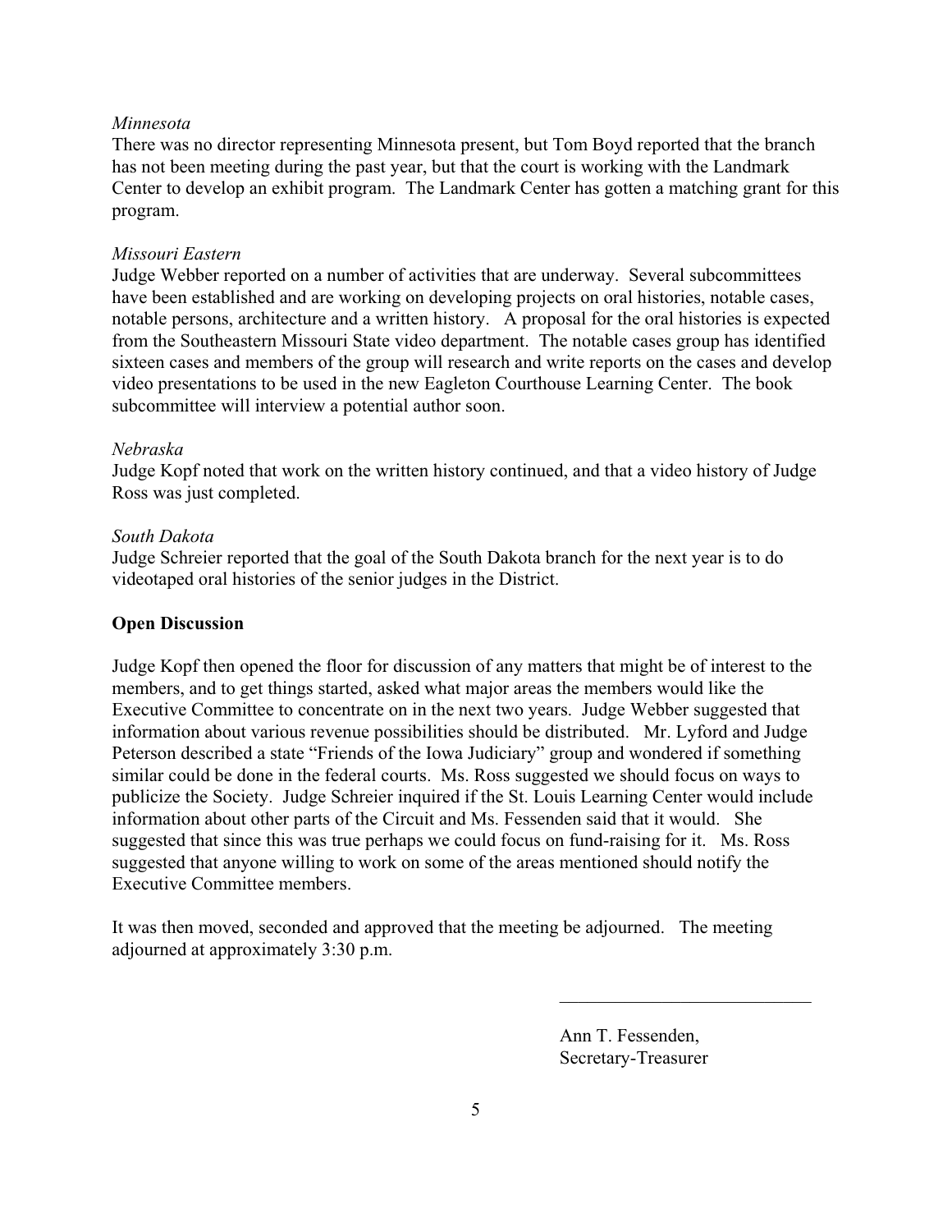*Minnesota*
There was no director representing Minnesota present, but Tom Boyd reported that the branch has not been meeting during the past year, but that the court is working with the Landmark Center to develop an exhibit program. The Landmark Center has gotten a matching grant for this program.

*Missouri Eastern*
Judge Webber reported on a number of activities that are underway. Several subcommittees have been established and are working on developing projects on oral histories, notable cases, notable persons, architecture and a written history. A proposal for the oral histories is expected from the Southeastern Missouri State video department. The notable cases group has identified sixteen cases and members of the group will research and write reports on the cases and develop video presentations to be used in the new Eagleton Courthouse Learning Center. The book subcommittee will interview a potential author soon.

*Nebraska*
Judge Kopf noted that work on the written history continued, and that a video history of Judge Ross was just completed.

*South Dakota*
Judge Schreier reported that the goal of the South Dakota branch for the next year is to do videotaped oral histories of the senior judges in the District.

**Open Discussion**

Judge Kopf then opened the floor for discussion of any matters that might be of interest to the members, and to get things started, asked what major areas the members would like the Executive Committee to concentrate on in the next two years. Judge Webber suggested that information about various revenue possibilities should be distributed. Mr. Lyford and Judge Peterson described a state "Friends of the Iowa Judiciary" group and wondered if something similar could be done in the federal courts. Ms. Ross suggested we should focus on ways to publicize the Society. Judge Schreier inquired if the St. Louis Learning Center would include information about other parts of the Circuit and Ms. Fessenden said that it would. She suggested that since this was true perhaps we could focus on fund-raising for it. Ms. Ross suggested that anyone willing to work on some of the areas mentioned should notify the Executive Committee members.

It was then moved, seconded and approved that the meeting be adjourned. The meeting adjourned at approximately 3:30 p.m.

\_\_\_\_\_\_\_\_\_\_\_\_\_\_\_\_\_\_\_\_\_\_\_\_\_\_\_\_

Ann T. Fessenden,
Secretary-Treasurer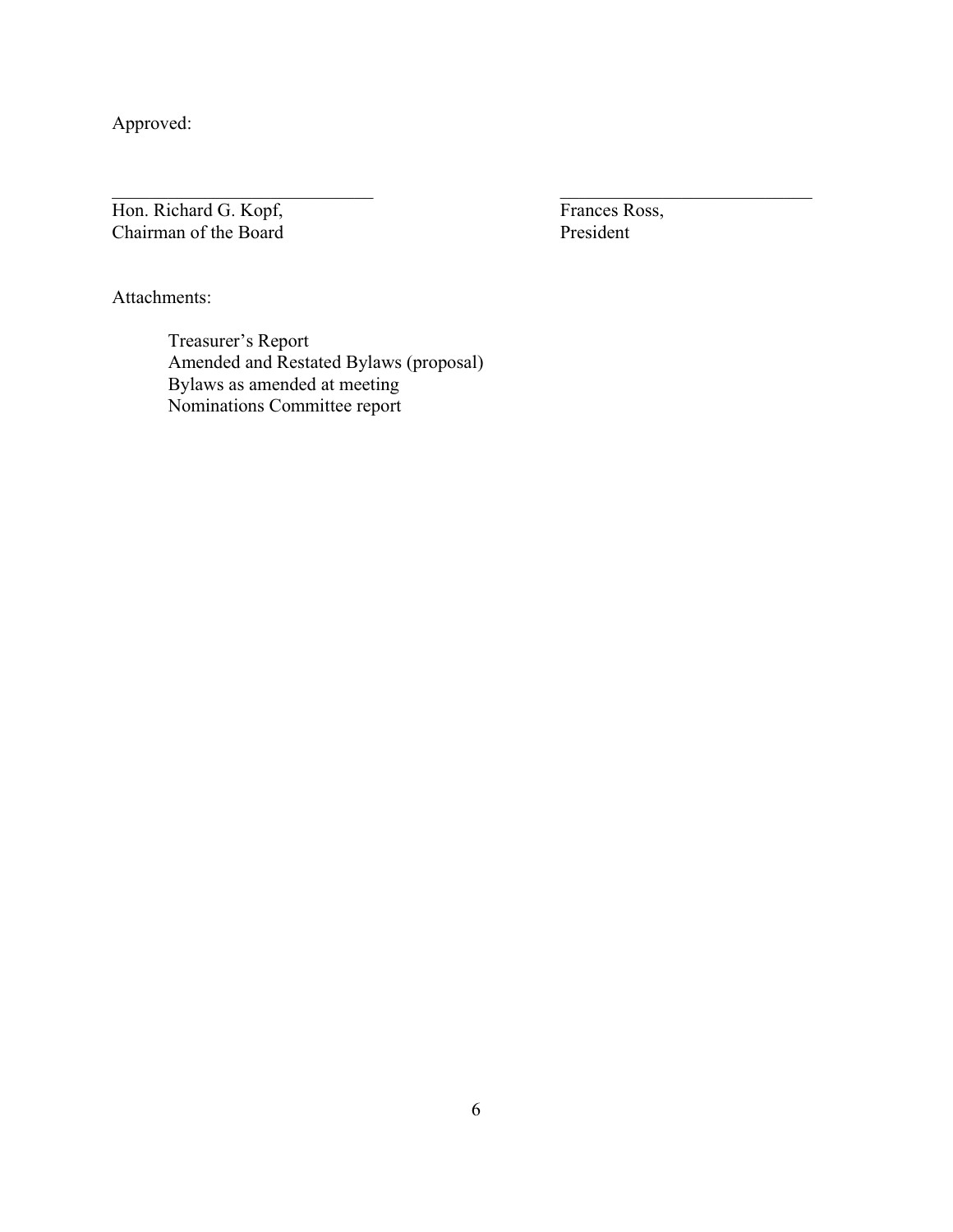Approved:

\_\_\_\_\_\_\_\_\_\_\_\_\_\_\_\_\_\_\_\_\_\_\_\_\_\_\_\_\_\_
Hon. Richard G. Kopf,
Chairman of the Board

\_\_\_\_\_\_\_\_\_\_\_\_\_\_\_\_\_\_\_\_\_\_\_\_\_\_\_\_\_\_
Frances Ross,
President

Attachments:

Treasurer's Report
Amended and Restated Bylaws (proposal)
Bylaws as amended at meeting
Nominations Committee report